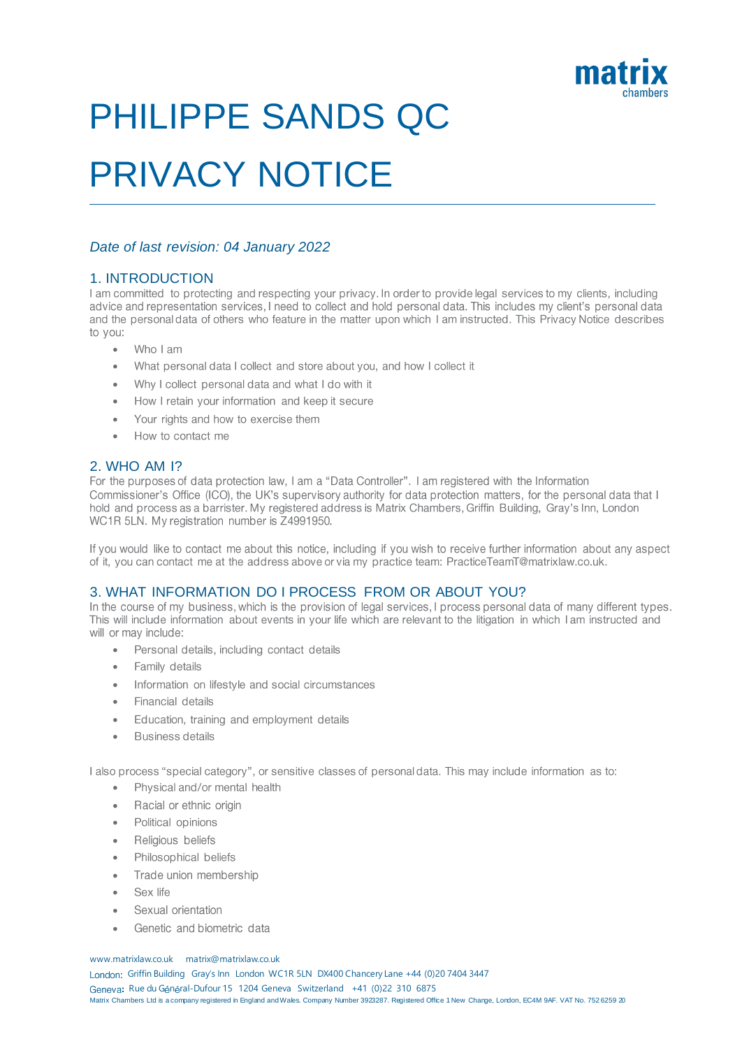# PHILIPPE SANDS QC

# PRIVACY NOTICE

*Date of last revision: 04 January 2022*

## 1. INTRODUCTION

I am committed to protecting and respecting your privacy. In order to provide legal services to my clients, including advice and representation services, I need to collect and hold personal data. This includes my client's personal data and the personal data of others who feature in the matter upon which I am instructed. This Privacy Notice describes to you:

- Who I am
- What personal data I collect and store about you, and how I collect it
- Why I collect personal data and what I do with it
- How I retain your information and keep it secure
- Your rights and how to exercise them
- How to contact me

## 2. WHO AM I?

For the purposes of data protection law, I am a "Data Controller". I am registered with the Information Commissioner's Office (ICO), the UK's supervisory authority for data protection matters, for the personal data that I hold and process as a barrister. My registered address is Matrix Chambers, Griffin Building, Gray's Inn, London WC1R 5LN. My registration number is Z4991950.

If you would like to contact me about this notice, including if you wish to receive further information about any aspect of it, you can contact me at the address above or via my practice team: PracticeTeamT@matrixlaw.co.uk.

## 3. WHAT INFORMATION DO I PROCESS FROM OR ABOUT YOU?

In the course of my business, which is the provision of legal services, I process personal data of many different types. This will include information about events in your life which are relevant to the litigation in which I am instructed and will or may include:

- Personal details, including contact details
- Family details
- Information on lifestyle and social circumstances
- Financial details
- Education, training and employment details
- Business details

I also process "special category", or sensitive classes of personal data. This may include information as to:

- Physical and/or mental health
- Racial or ethnic origin
- Political opinions
- Religious beliefs
- Philosophical beliefs
- Trade union membership
- Sex life
- Sexual orientation
- Genetic and biometric data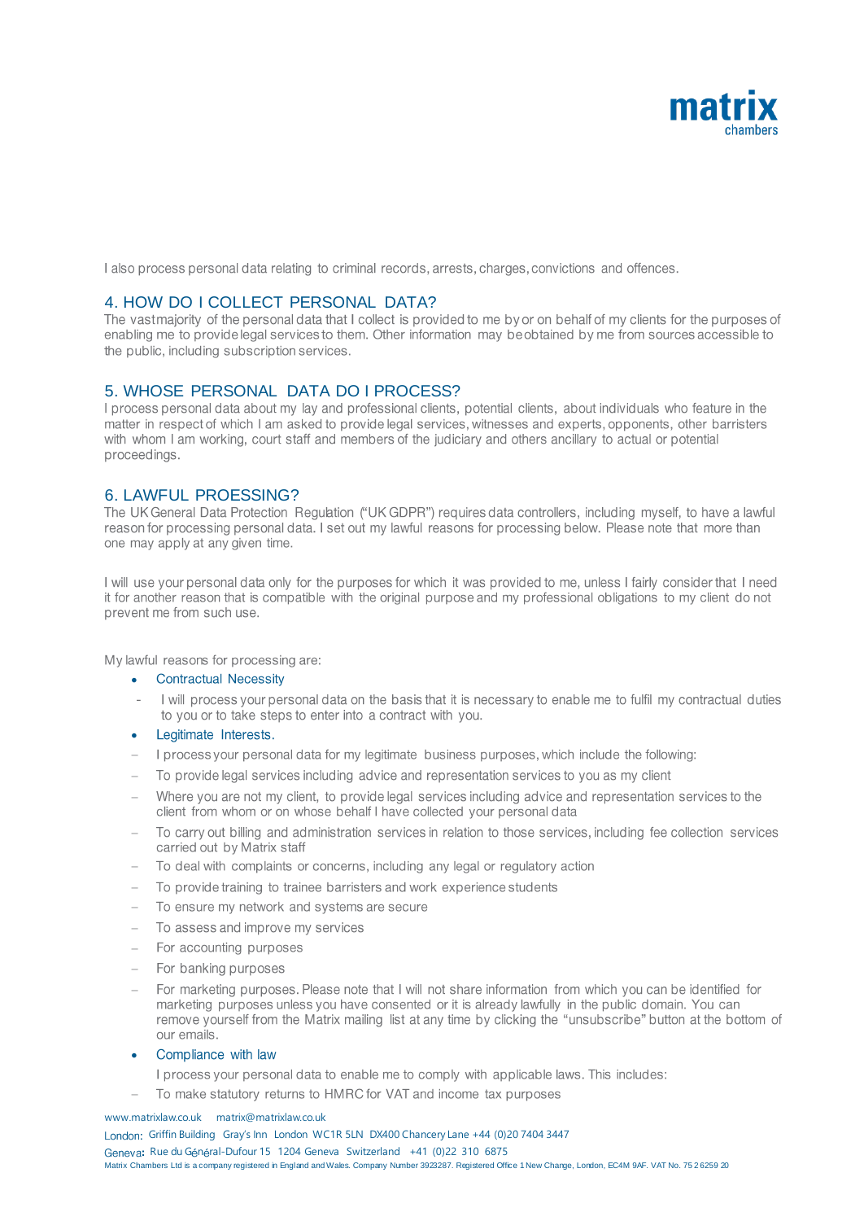I also process personal data relating to criminal records, arrests, charges, convictions and offences.

## 4. HOW DO I COLLECT PERSONAL DATA?

The vast majority of the personal data that I collect is provided to me by or on behalf of my clients for the purposes of enabling me to provide legal services to them. Other information may be obtained by me from sources accessible to the public, including subscription services.

## 5. WHOSE PERSONAL DATA DO I PROCESS?

I process personal data about my lay and professional clients, potential clients, about individuals who feature in the matter in respect of which I am asked to provide legal services, witnesses and experts, opponents, other barristers with whom I am working, court staff and members of the judiciary and others ancillary to actual or potential proceedings.

## 6. LAWFUL PROESSING?

The UK General Data Protection Regulation ("UK GDPR") requires data controllers, including myself, to have a lawful reason for processing personal data. I set out my lawful reasons for processing below. Please note that more than one may apply at any given time.

I will use your personal data only for the purposes for which it was provided to me, unless I fairly consider that I need it for another reason that is compatible with the original purpose and my professional obligations to my client do not prevent me from such use.

My lawful reasons for processing are:

- Contractual Necessity
  - I will process your personal data on the basis that it is necessary to enable me to fulfil my contractual duties to you or to take steps to enter into a contract with you.
- Legitimate Interests.
  - I process your personal data for my legitimate business purposes, which include the following:
  - To provide legal services including advice and representation services to you as my client
  - Where you are not my client, to provide legal services including advice and representation services to the client from whom or on whose behalf I have collected your personal data
  - To carry out billing and administration services in relation to those services, including fee collection services carried out by Matrix staff
  - To deal with complaints or concerns, including any legal or regulatory action
  - To provide training to trainee barristers and work experience students
  - To ensure my network and systems are secure
  - To assess and improve my services
  - For accounting purposes
  - For banking purposes
  - For marketing purposes. Please note that I will not share information from which you can be identified for marketing purposes unless you have consented or it is already lawfully in the public domain. You can remove yourself from the Matrix mailing list at any time by clicking the "unsubscribe" button at the bottom of our emails.
- Compliance with law

  I process your personal data to enable me to comply with applicable laws. This includes:
  - To make statutory returns to HMRC for VAT and income tax purposes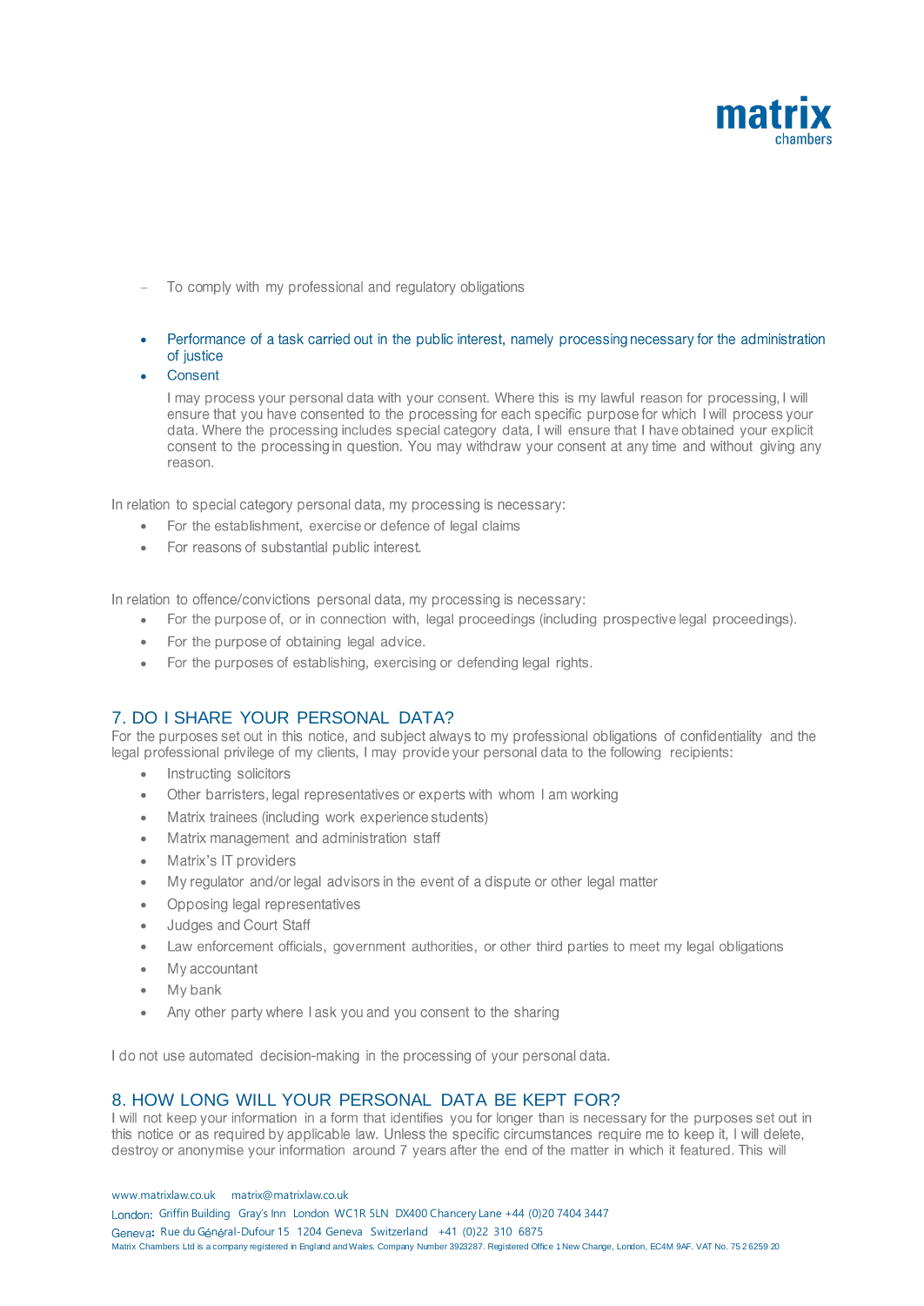- To comply with my professional and regulatory obligations

- Performance of a task carried out in the public interest, namely processing necessary for the administration of justice
- Consent

  I may process your personal data with your consent. Where this is my lawful reason for processing, I will ensure that you have consented to the processing for each specific purpose for which I will process your data. Where the processing includes special category data, I will ensure that I have obtained your explicit consent to the processing in question. You may withdraw your consent at any time and without giving any reason.

In relation to special category personal data, my processing is necessary:

- For the establishment, exercise or defence of legal claims
- For reasons of substantial public interest.

In relation to offence/convictions personal data, my processing is necessary:

- For the purpose of, or in connection with, legal proceedings (including prospective legal proceedings).
- For the purpose of obtaining legal advice.
- For the purposes of establishing, exercising or defending legal rights.

## 7. DO I SHARE YOUR PERSONAL DATA?

For the purposes set out in this notice, and subject always to my professional obligations of confidentiality and the legal professional privilege of my clients, I may provide your personal data to the following recipients:

- Instructing solicitors
- Other barristers, legal representatives or experts with whom I am working
- Matrix trainees (including work experience students)
- Matrix management and administration staff
- Matrix's IT providers
- My regulator and/or legal advisors in the event of a dispute or other legal matter
- Opposing legal representatives
- Judges and Court Staff
- Law enforcement officials, government authorities, or other third parties to meet my legal obligations
- My accountant
- My bank
- Any other party where I ask you and you consent to the sharing

I do not use automated decision-making in the processing of your personal data.

## 8. HOW LONG WILL YOUR PERSONAL DATA BE KEPT FOR?

I will not keep your information in a form that identifies you for longer than is necessary for the purposes set out in this notice or as required by applicable law. Unless the specific circumstances require me to keep it, I will delete, destroy or anonymise your information around 7 years after the end of the matter in which it featured. This will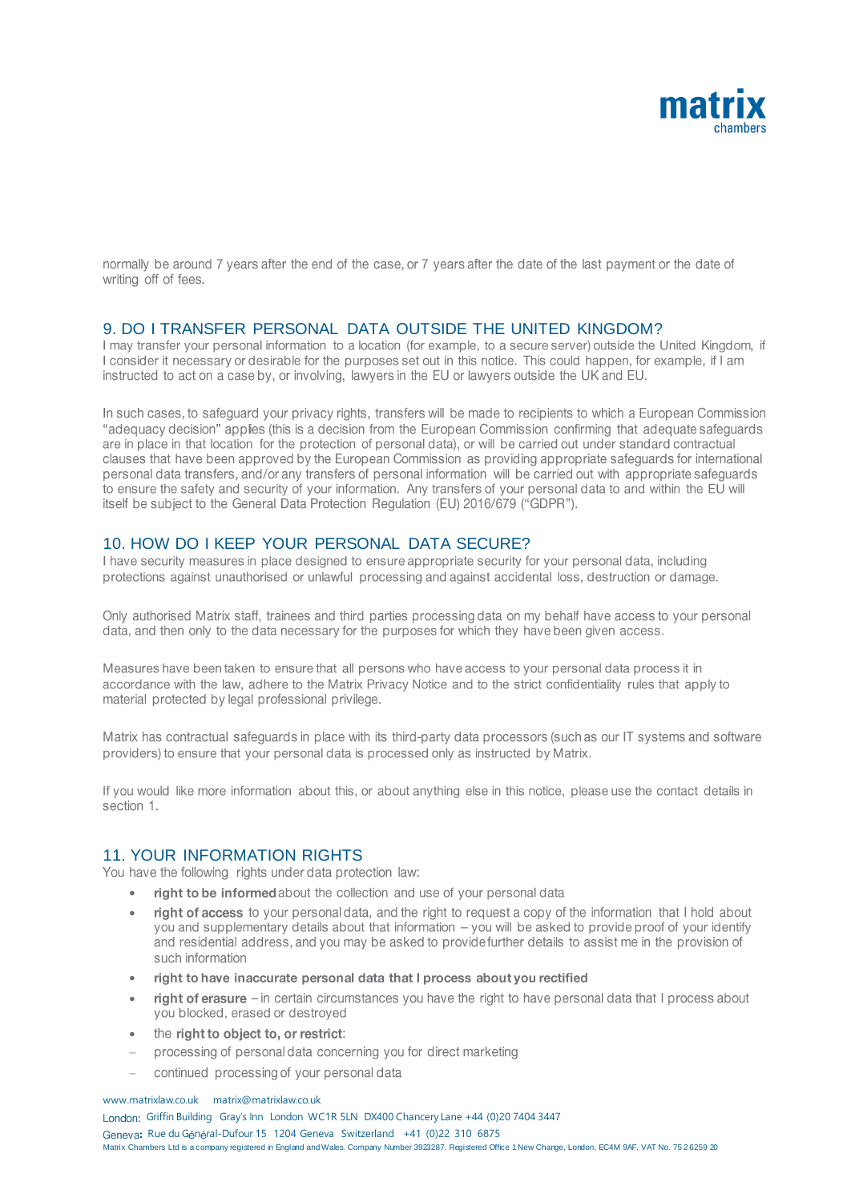normally be around 7 years after the end of the case, or 7 years after the date of the last payment or the date of writing off of fees.

## 9. DO I TRANSFER PERSONAL DATA OUTSIDE THE UNITED KINGDOM?

I may transfer your personal information to a location (for example, to a secure server) outside the United Kingdom, if I consider it necessary or desirable for the purposes set out in this notice. This could happen, for example, if I am instructed to act on a case by, or involving, lawyers in the EU or lawyers outside the UK and EU.

In such cases, to safeguard your privacy rights, transfers will be made to recipients to which a European Commission "adequacy decision" applies (this is a decision from the European Commission confirming that adequate safeguards are in place in that location for the protection of personal data), or will be carried out under standard contractual clauses that have been approved by the European Commission as providing appropriate safeguards for international personal data transfers, and/or any transfers of personal information will be carried out with appropriate safeguards to ensure the safety and security of your information. Any transfers of your personal data to and within the EU will itself be subject to the General Data Protection Regulation (EU) 2016/679 ("GDPR").

## 10. HOW DO I KEEP YOUR PERSONAL DATA SECURE?

I have security measures in place designed to ensure appropriate security for your personal data, including protections against unauthorised or unlawful processing and against accidental loss, destruction or damage.

Only authorised Matrix staff, trainees and third parties processing data on my behalf have access to your personal data, and then only to the data necessary for the purposes for which they have been given access.

Measures have been taken to ensure that all persons who have access to your personal data process it in accordance with the law, adhere to the Matrix Privacy Notice and to the strict confidentiality rules that apply to material protected by legal professional privilege.

Matrix has contractual safeguards in place with its third-party data processors (such as our IT systems and software providers) to ensure that your personal data is processed only as instructed by Matrix.

If you would like more information about this, or about anything else in this notice, please use the contact details in section 1.

## 11. YOUR INFORMATION RIGHTS

You have the following rights under data protection law:

- **right to be informed** about the collection and use of your personal data
- **right of access** to your personal data, and the right to request a copy of the information that I hold about you and supplementary details about that information – you will be asked to provide proof of your identify and residential address, and you may be asked to provide further details to assist me in the provision of such information
- **right to have inaccurate personal data that I process about you rectified**
- **right of erasure** – in certain circumstances you have the right to have personal data that I process about you blocked, erased or destroyed
- the **right to object to, or restrict**:
  - processing of personal data concerning you for direct marketing
  - continued processing of your personal data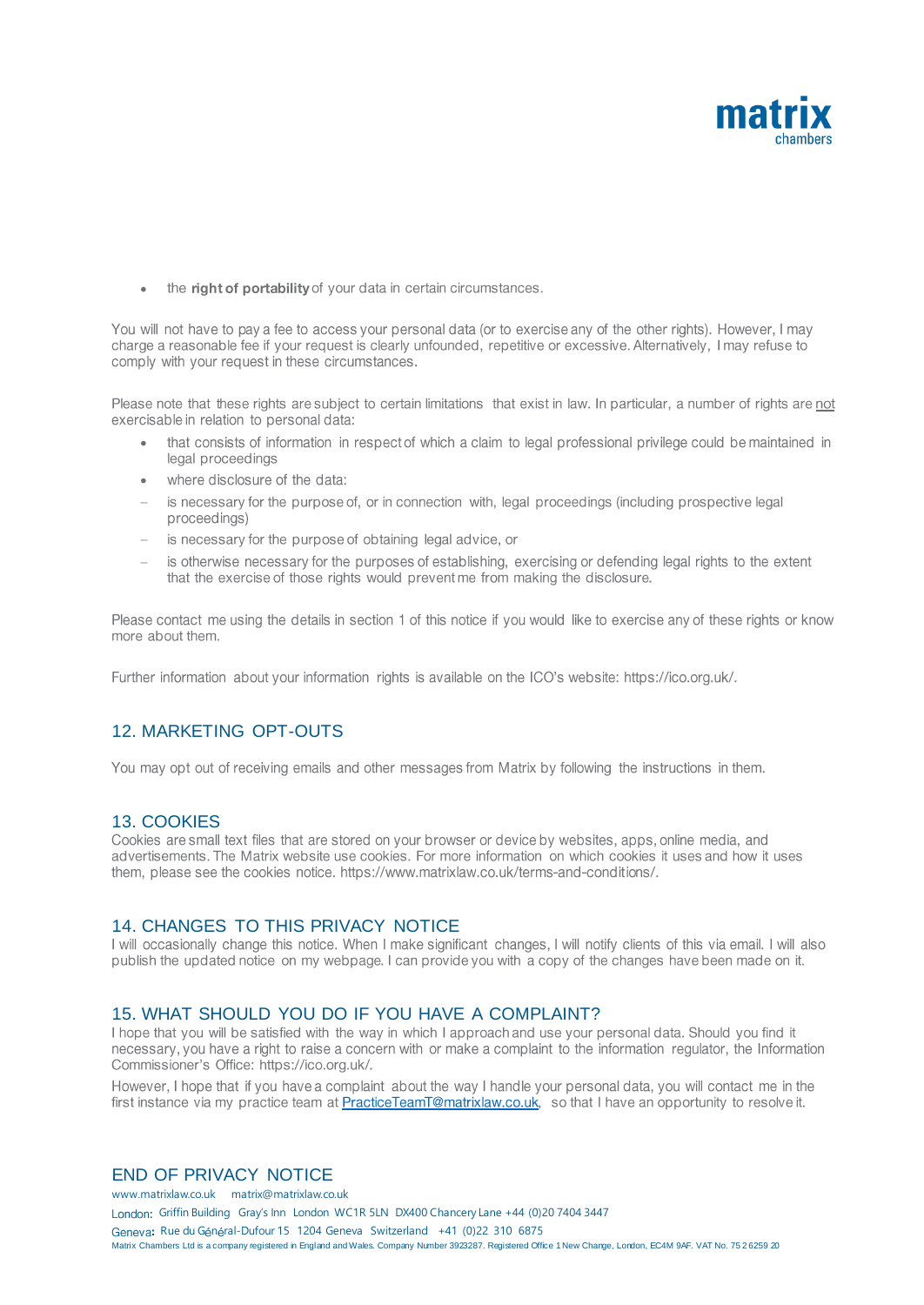- the **right of portability** of your data in certain circumstances.

You will not have to pay a fee to access your personal data (or to exercise any of the other rights). However, I may charge a reasonable fee if your request is clearly unfounded, repetitive or excessive. Alternatively, I may refuse to comply with your request in these circumstances.

Please note that these rights are subject to certain limitations that exist in law. In particular, a number of rights are not exercisable in relation to personal data:

- that consists of information in respect of which a claim to legal professional privilege could be maintained in legal proceedings
- where disclosure of the data:
  - is necessary for the purpose of, or in connection with, legal proceedings (including prospective legal proceedings)
  - is necessary for the purpose of obtaining legal advice, or
  - is otherwise necessary for the purposes of establishing, exercising or defending legal rights to the extent that the exercise of those rights would prevent me from making the disclosure.

Please contact me using the details in section 1 of this notice if you would like to exercise any of these rights or know more about them.

Further information about your information rights is available on the ICO's website: https://ico.org.uk/.

## 12. MARKETING OPT-OUTS

You may opt out of receiving emails and other messages from Matrix by following the instructions in them.

## 13. COOKIES

Cookies are small text files that are stored on your browser or device by websites, apps, online media, and advertisements. The Matrix website use cookies. For more information on which cookies it uses and how it uses them, please see the cookies notice. https://www.matrixlaw.co.uk/terms-and-conditions/.

## 14. CHANGES TO THIS PRIVACY NOTICE

I will occasionally change this notice. When I make significant changes, I will notify clients of this via email. I will also publish the updated notice on my webpage. I can provide you with a copy of the changes have been made on it.

## 15. WHAT SHOULD YOU DO IF YOU HAVE A COMPLAINT?

I hope that you will be satisfied with the way in which I approach and use your personal data. Should you find it necessary, you have a right to raise a concern with or make a complaint to the information regulator, the Information Commissioner's Office: https://ico.org.uk/.

However, I hope that if you have a complaint about the way I handle your personal data, you will contact me in the first instance via my practice team at PracticeTeamT@matrixlaw.co.uk, so that I have an opportunity to resolve it.

## END OF PRIVACY NOTICE

www.matrixlaw.co.uk matrix@matrixlaw.co.uk

London: Griffin Building Gray's Inn London WC1R 5LN DX400 Chancery Lane +44 (0)20 7404 3447

Geneva: Rue du Général-Dufour 15 1204 Geneva Switzerland +41 (0)22 310 6875

Matrix Chambers Ltd is a company registered in England and Wales. Company Number 3923287. Registered Office 1 New Change, London, EC4M 9AF. VAT No. 75 2 6259 20